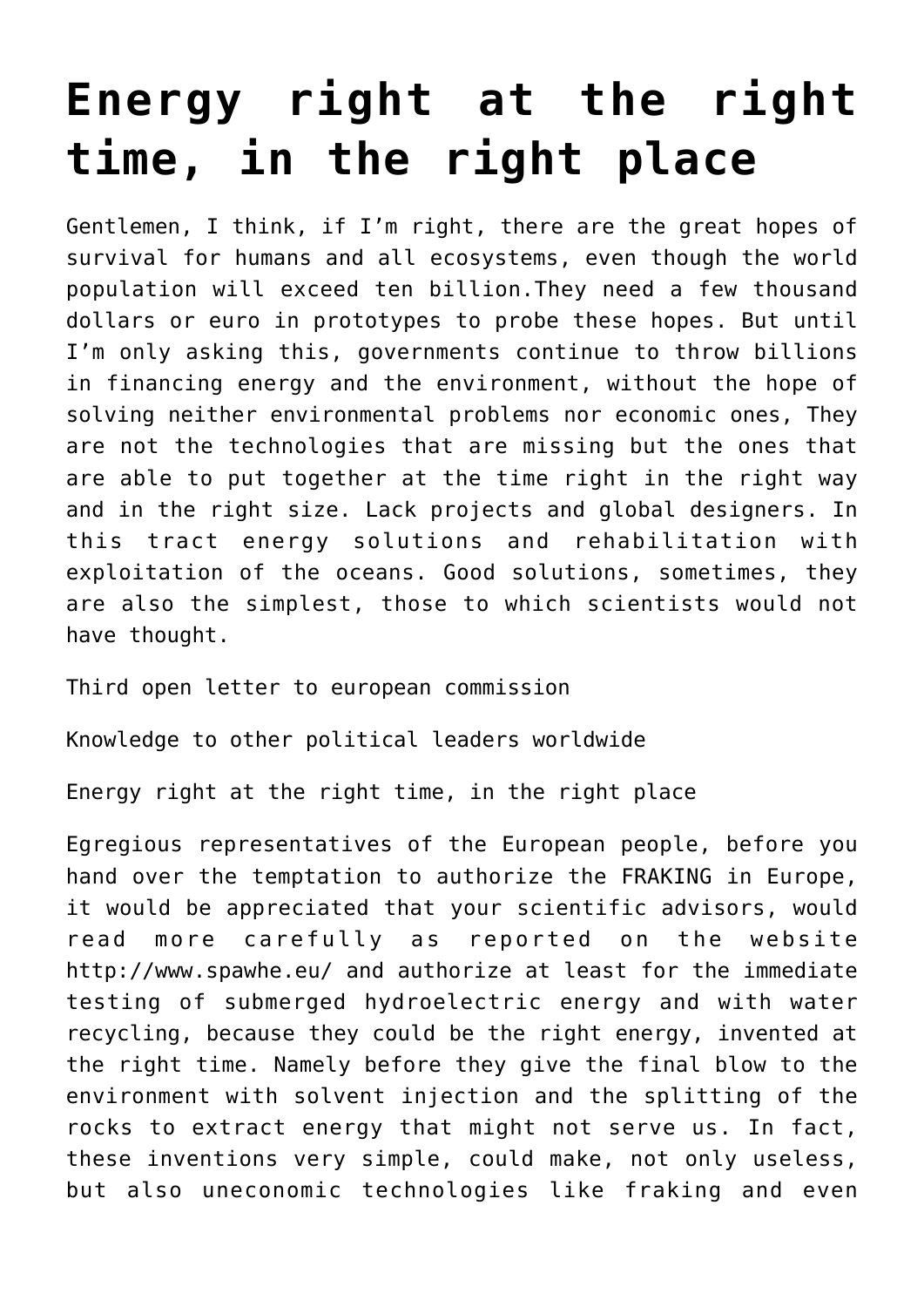# Energy right at the right time, in the right place

Gentlemen, I think, if I'm right, there are the great hopes of survival for humans and all ecosystems, even though the world population will exceed ten billion.They need a few thousand dollars or euro in prototypes to probe these hopes. But until I'm only asking this, governments continue to throw billions in financing energy and the environment, without the hope of solving neither environmental problems nor economic ones, They are not the technologies that are missing but the ones that are able to put together at the time right in the right way and in the right size. Lack projects and global designers. In this tract energy solutions and rehabilitation with exploitation of the oceans. Good solutions, sometimes, they are also the simplest, those to which scientists would not have thought.

Third open letter to european commission

Knowledge to other political leaders worldwide

Energy right at the right time, in the right place

Egregious representatives of the European people, before you hand over the temptation to authorize the FRAKING in Europe, it would be appreciated that your scientific advisors, would read more carefully as reported on the website http://www.spawhe.eu/ and authorize at least for the immediate testing of submerged hydroelectric energy and with water recycling, because they could be the right energy, invented at the right time. Namely before they give the final blow to the environment with solvent injection and the splitting of the rocks to extract energy that might not serve us. In fact, these inventions very simple, could make, not only useless, but also uneconomic technologies like fraking and even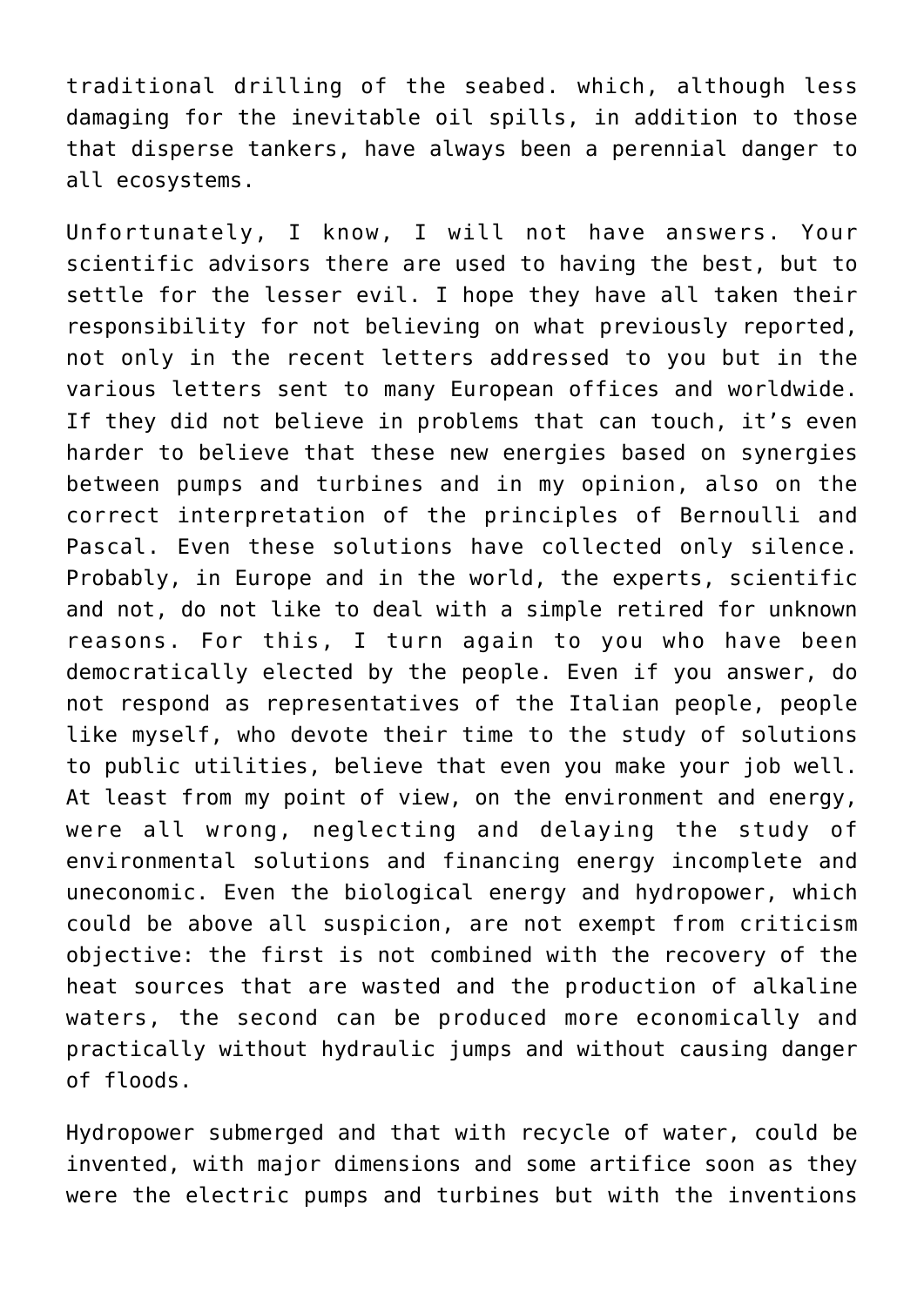traditional drilling of the seabed. which, although less damaging for the inevitable oil spills, in addition to those that disperse tankers, have always been a perennial danger to all ecosystems.

Unfortunately, I know, I will not have answers. Your scientific advisors there are used to having the best, but to settle for the lesser evil. I hope they have all taken their responsibility for not believing on what previously reported, not only in the recent letters addressed to you but in the various letters sent to many European offices and worldwide. If they did not believe in problems that can touch, it's even harder to believe that these new energies based on synergies between pumps and turbines and in my opinion, also on the correct interpretation of the principles of Bernoulli and Pascal. Even these solutions have collected only silence. Probably, in Europe and in the world, the experts, scientific and not, do not like to deal with a simple retired for unknown reasons. For this, I turn again to you who have been democratically elected by the people. Even if you answer, do not respond as representatives of the Italian people, people like myself, who devote their time to the study of solutions to public utilities, believe that even you make your job well. At least from my point of view, on the environment and energy, were all wrong, neglecting and delaying the study of environmental solutions and financing energy incomplete and uneconomic. Even the biological energy and hydropower, which could be above all suspicion, are not exempt from criticism objective: the first is not combined with the recovery of the heat sources that are wasted and the production of alkaline waters, the second can be produced more economically and practically without hydraulic jumps and without causing danger of floods.

Hydropower submerged and that with recycle of water, could be invented, with major dimensions and some artifice soon as they were the electric pumps and turbines but with the inventions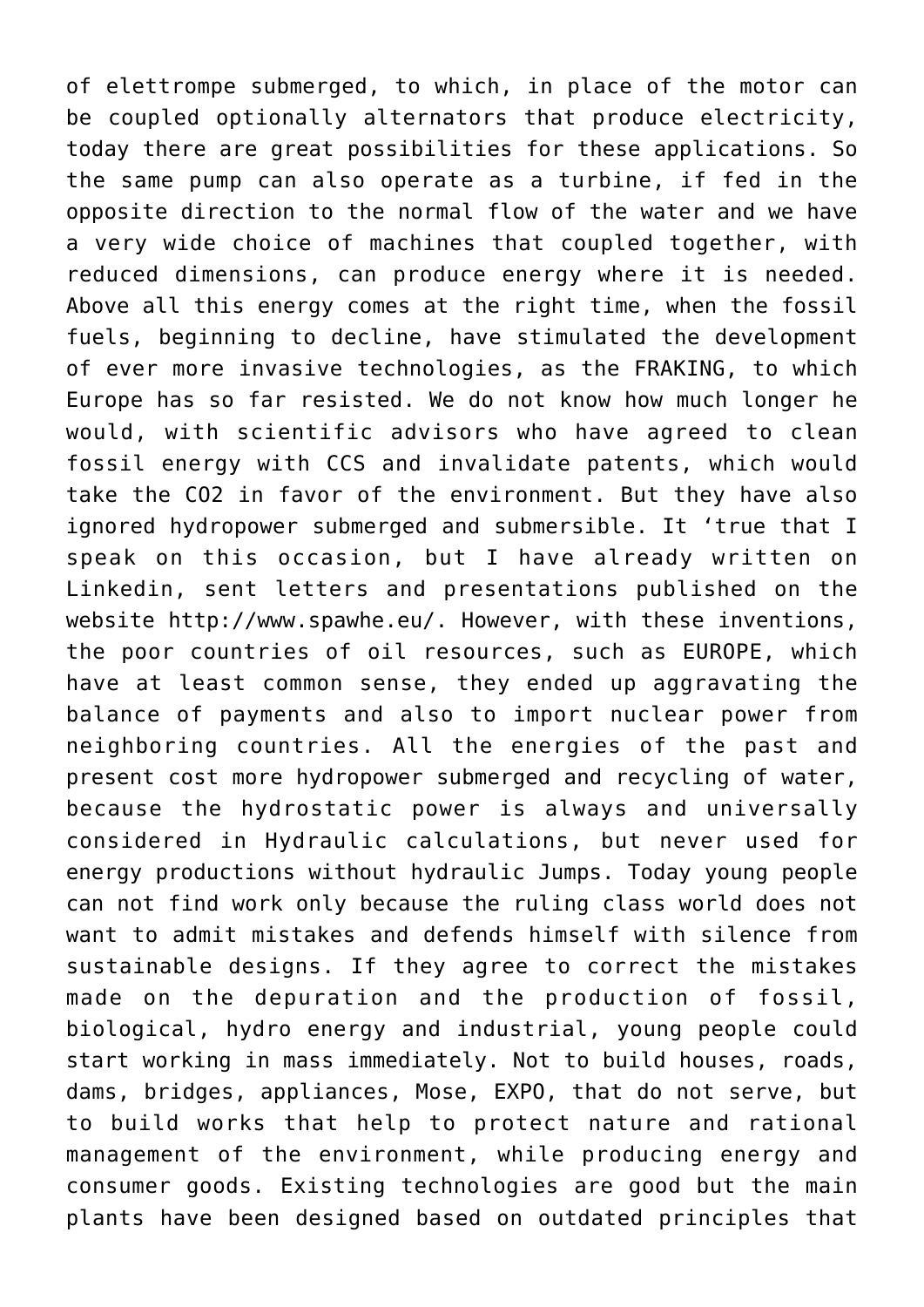of elettrompe submerged, to which, in place of the motor can be coupled optionally alternators that produce electricity, today there are great possibilities for these applications. So the same pump can also operate as a turbine, if fed in the opposite direction to the normal flow of the water and we have a very wide choice of machines that coupled together, with reduced dimensions, can produce energy where it is needed. Above all this energy comes at the right time, when the fossil fuels, beginning to decline, have stimulated the development of ever more invasive technologies, as the FRAKING, to which Europe has so far resisted. We do not know how much longer he would, with scientific advisors who have agreed to clean fossil energy with CCS and invalidate patents, which would take the $CO_2$ in favor of the environment. But they have also ignored hydropower submerged and submersible. It 'true that I speak on this occasion, but I have already written on Linkedin, sent letters and presentations published on the website http://www.spawhe.eu/. However, with these inventions, the poor countries of oil resources, such as EUROPE, which have at least common sense, they ended up aggravating the balance of payments and also to import nuclear power from neighboring countries. All the energies of the past and present cost more hydropower submerged and recycling of water, because the hydrostatic power is always and universally considered in Hydraulic calculations, but never used for energy productions without hydraulic Jumps. Today young people can not find work only because the ruling class world does not want to admit mistakes and defends himself with silence from sustainable designs. If they agree to correct the mistakes made on the depuration and the production of fossil, biological, hydro energy and industrial, young people could start working in mass immediately. Not to build houses, roads, dams, bridges, appliances, Mose, EXPO, that do not serve, but to build works that help to protect nature and rational management of the environment, while producing energy and consumer goods. Existing technologies are good but the main plants have been designed based on outdated principles that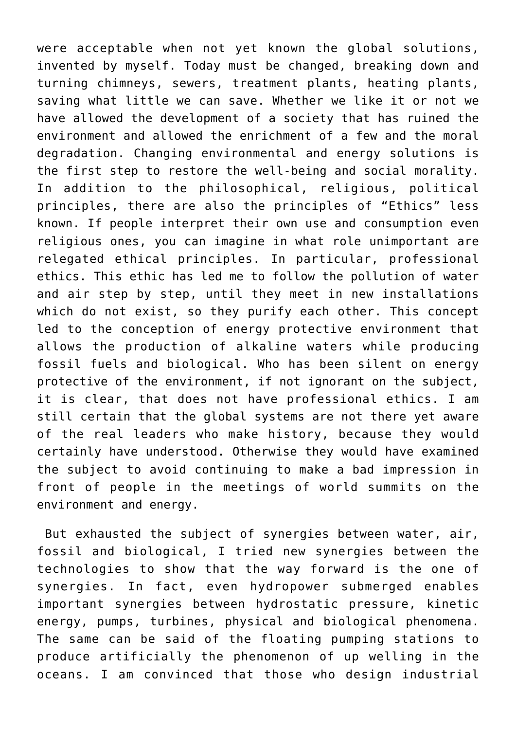were acceptable when not yet known the global solutions, invented by myself. Today must be changed, breaking down and turning chimneys, sewers, treatment plants, heating plants, saving what little we can save. Whether we like it or not we have allowed the development of a society that has ruined the environment and allowed the enrichment of a few and the moral degradation. Changing environmental and energy solutions is the first step to restore the well-being and social morality. In addition to the philosophical, religious, political principles, there are also the principles of "Ethics" less known. If people interpret their own use and consumption even religious ones, you can imagine in what role unimportant are relegated ethical principles. In particular, professional ethics. This ethic has led me to follow the pollution of water and air step by step, until they meet in new installations which do not exist, so they purify each other. This concept led to the conception of energy protective environment that allows the production of alkaline waters while producing fossil fuels and biological. Who has been silent on energy protective of the environment, if not ignorant on the subject, it is clear, that does not have professional ethics. I am still certain that the global systems are not there yet aware of the real leaders who make history, because they would certainly have understood. Otherwise they would have examined the subject to avoid continuing to make a bad impression in front of people in the meetings of world summits on the environment and energy.

But exhausted the subject of synergies between water, air, fossil and biological, I tried new synergies between the technologies to show that the way forward is the one of synergies. In fact, even hydropower submerged enables important synergies between hydrostatic pressure, kinetic energy, pumps, turbines, physical and biological phenomena. The same can be said of the floating pumping stations to produce artificially the phenomenon of up welling in the oceans. I am convinced that those who design industrial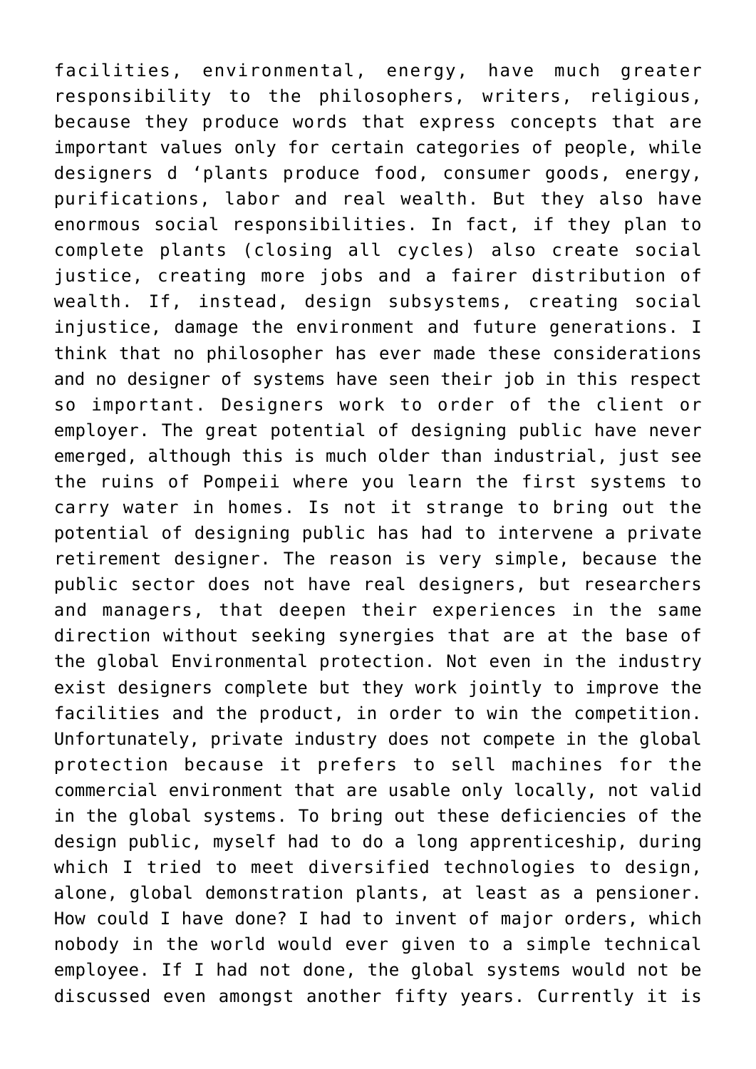facilities, environmental, energy, have much greater responsibility to the philosophers, writers, religious, because they produce words that express concepts that are important values only for certain categories of people, while designers d 'plants produce food, consumer goods, energy, purifications, labor and real wealth. But they also have enormous social responsibilities. In fact, if they plan to complete plants (closing all cycles) also create social justice, creating more jobs and a fairer distribution of wealth. If, instead, design subsystems, creating social injustice, damage the environment and future generations. I think that no philosopher has ever made these considerations and no designer of systems have seen their job in this respect so important. Designers work to order of the client or employer. The great potential of designing public have never emerged, although this is much older than industrial, just see the ruins of Pompeii where you learn the first systems to carry water in homes. Is not it strange to bring out the potential of designing public has had to intervene a private retirement designer. The reason is very simple, because the public sector does not have real designers, but researchers and managers, that deepen their experiences in the same direction without seeking synergies that are at the base of the global Environmental protection. Not even in the industry exist designers complete but they work jointly to improve the facilities and the product, in order to win the competition. Unfortunately, private industry does not compete in the global protection because it prefers to sell machines for the commercial environment that are usable only locally, not valid in the global systems. To bring out these deficiencies of the design public, myself had to do a long apprenticeship, during which I tried to meet diversified technologies to design, alone, global demonstration plants, at least as a pensioner. How could I have done? I had to invent of major orders, which nobody in the world would ever given to a simple technical employee. If I had not done, the global systems would not be discussed even amongst another fifty years. Currently it is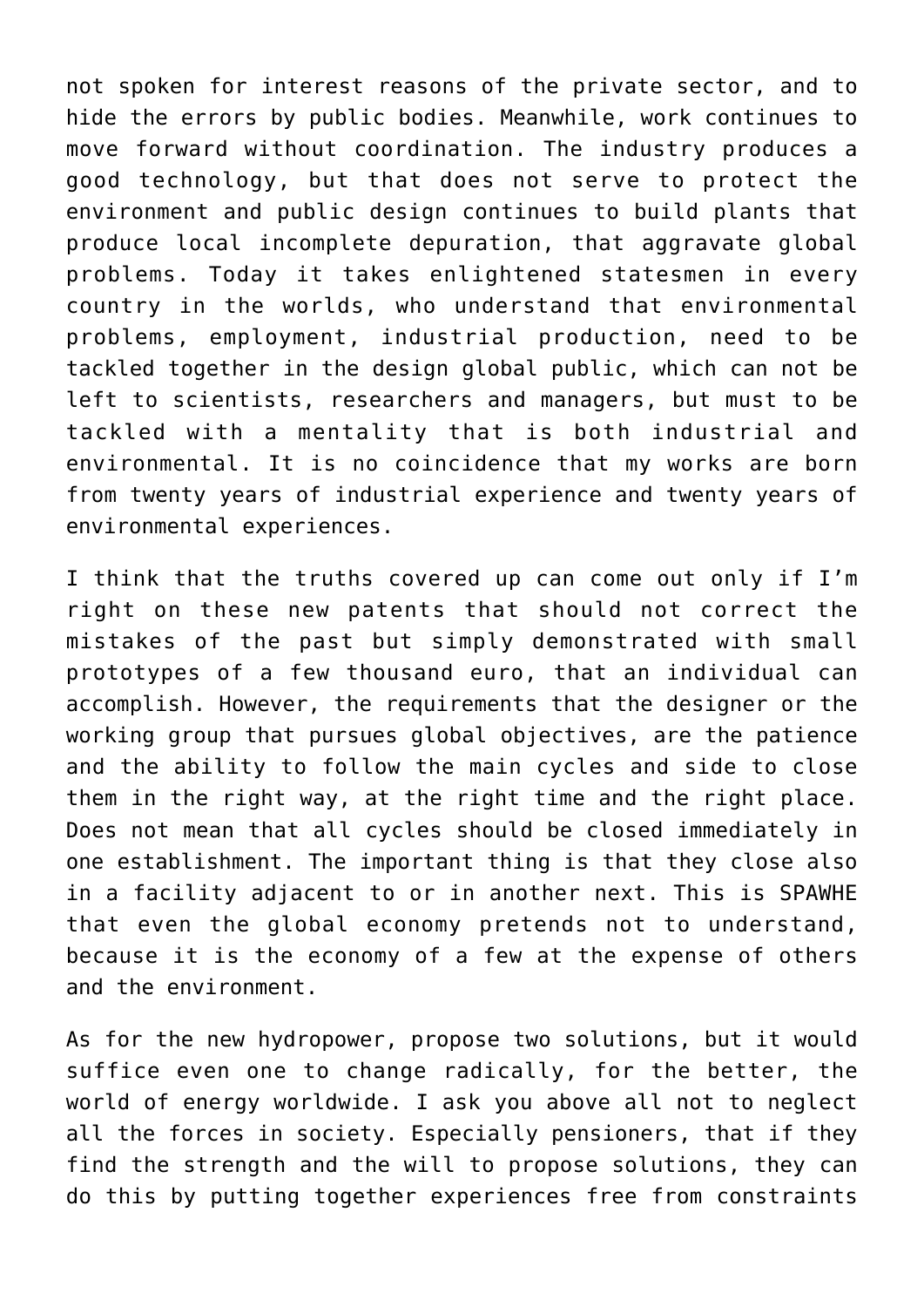not spoken for interest reasons of the private sector, and to hide the errors by public bodies. Meanwhile, work continues to move forward without coordination. The industry produces a good technology, but that does not serve to protect the environment and public design continues to build plants that produce local incomplete depuration, that aggravate global problems. Today it takes enlightened statesmen in every country in the worlds, who understand that environmental problems, employment, industrial production, need to be tackled together in the design global public, which can not be left to scientists, researchers and managers, but must to be tackled with a mentality that is both industrial and environmental. It is no coincidence that my works are born from twenty years of industrial experience and twenty years of environmental experiences.

I think that the truths covered up can come out only if I'm right on these new patents that should not correct the mistakes of the past but simply demonstrated with small prototypes of a few thousand euro, that an individual can accomplish. However, the requirements that the designer or the working group that pursues global objectives, are the patience and the ability to follow the main cycles and side to close them in the right way, at the right time and the right place. Does not mean that all cycles should be closed immediately in one establishment. The important thing is that they close also in a facility adjacent to or in another next. This is SPAWHE that even the global economy pretends not to understand, because it is the economy of a few at the expense of others and the environment.

As for the new hydropower, propose two solutions, but it would suffice even one to change radically, for the better, the world of energy worldwide. I ask you above all not to neglect all the forces in society. Especially pensioners, that if they find the strength and the will to propose solutions, they can do this by putting together experiences free from constraints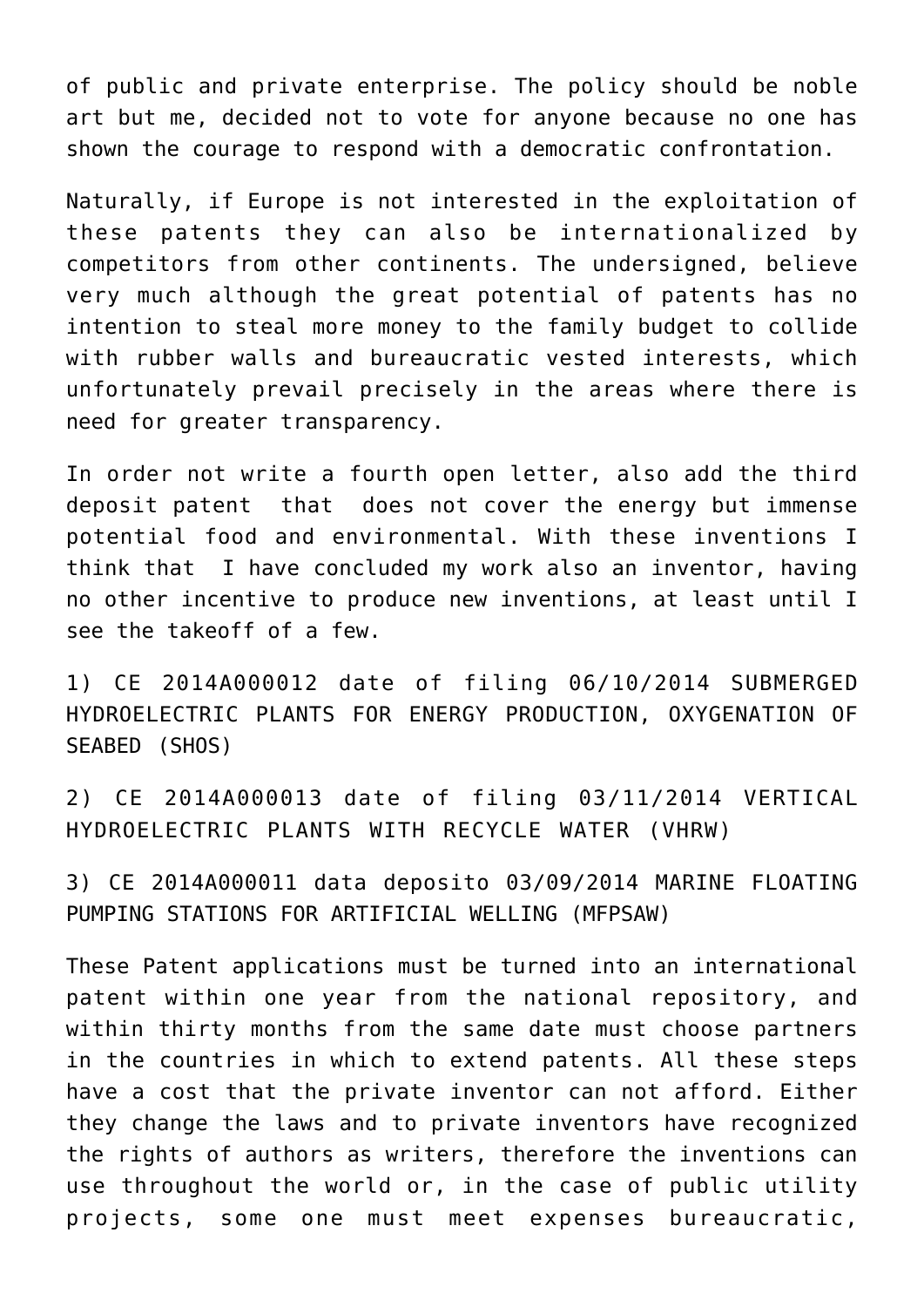of public and private enterprise. The policy should be noble art but me, decided not to vote for anyone because no one has shown the courage to respond with a democratic confrontation.

Naturally, if Europe is not interested in the exploitation of these patents they can also be internationalized by competitors from other continents. The undersigned, believe very much although the great potential of patents has no intention to steal more money to the family budget to collide with rubber walls and bureaucratic vested interests, which unfortunately prevail precisely in the areas where there is need for greater transparency.

In order not write a fourth open letter, also add the third deposit patent that does not cover the energy but immense potential food and environmental. With these inventions I think that I have concluded my work also an inventor, having no other incentive to produce new inventions, at least until I see the takeoff of a few.

1) CE 2014A000012 date of filing 06/10/2014 SUBMERGED HYDROELECTRIC PLANTS FOR ENERGY PRODUCTION, OXYGENATION OF SEABED (SHOS)

2) CE 2014A000013 date of filing 03/11/2014 VERTICAL HYDROELECTRIC PLANTS WITH RECYCLE WATER (VHRW)

3) CE 2014A000011 data deposito 03/09/2014 MARINE FLOATING PUMPING STATIONS FOR ARTIFICIAL WELLING (MFPSAW)

These Patent applications must be turned into an international patent within one year from the national repository, and within thirty months from the same date must choose partners in the countries in which to extend patents. All these steps have a cost that the private inventor can not afford. Either they change the laws and to private inventors have recognized the rights of authors as writers, therefore the inventions can use throughout the world or, in the case of public utility projects, some one must meet expenses bureaucratic,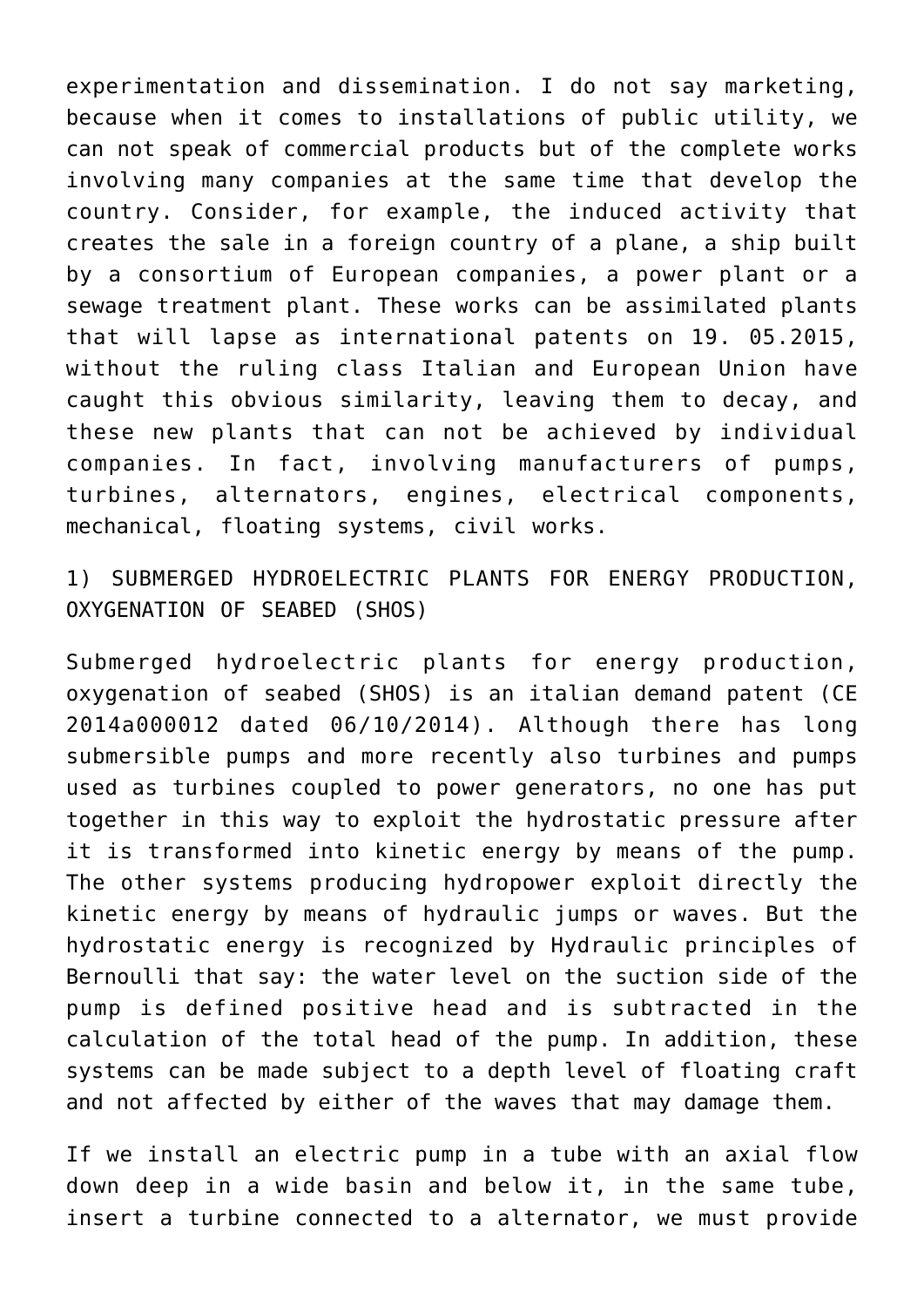experimentation and dissemination. I do not say marketing, because when it comes to installations of public utility, we can not speak of commercial products but of the complete works involving many companies at the same time that develop the country. Consider, for example, the induced activity that creates the sale in a foreign country of a plane, a ship built by a consortium of European companies, a power plant or a sewage treatment plant. These works can be assimilated plants that will lapse as international patents on 19. 05.2015, without the ruling class Italian and European Union have caught this obvious similarity, leaving them to decay, and these new plants that can not be achieved by individual companies. In fact, involving manufacturers of pumps, turbines, alternators, engines, electrical components, mechanical, floating systems, civil works.

1) SUBMERGED HYDROELECTRIC PLANTS FOR ENERGY PRODUCTION, OXYGENATION OF SEABED (SHOS)

Submerged hydroelectric plants for energy production, oxygenation of seabed (SHOS) is an italian demand patent (CE 2014a000012 dated 06/10/2014). Although there has long submersible pumps and more recently also turbines and pumps used as turbines coupled to power generators, no one has put together in this way to exploit the hydrostatic pressure after it is transformed into kinetic energy by means of the pump. The other systems producing hydropower exploit directly the kinetic energy by means of hydraulic jumps or waves. But the hydrostatic energy is recognized by Hydraulic principles of Bernoulli that say: the water level on the suction side of the pump is defined positive head and is subtracted in the calculation of the total head of the pump. In addition, these systems can be made subject to a depth level of floating craft and not affected by either of the waves that may damage them.

If we install an electric pump in a tube with an axial flow down deep in a wide basin and below it, in the same tube, insert a turbine connected to a alternator, we must provide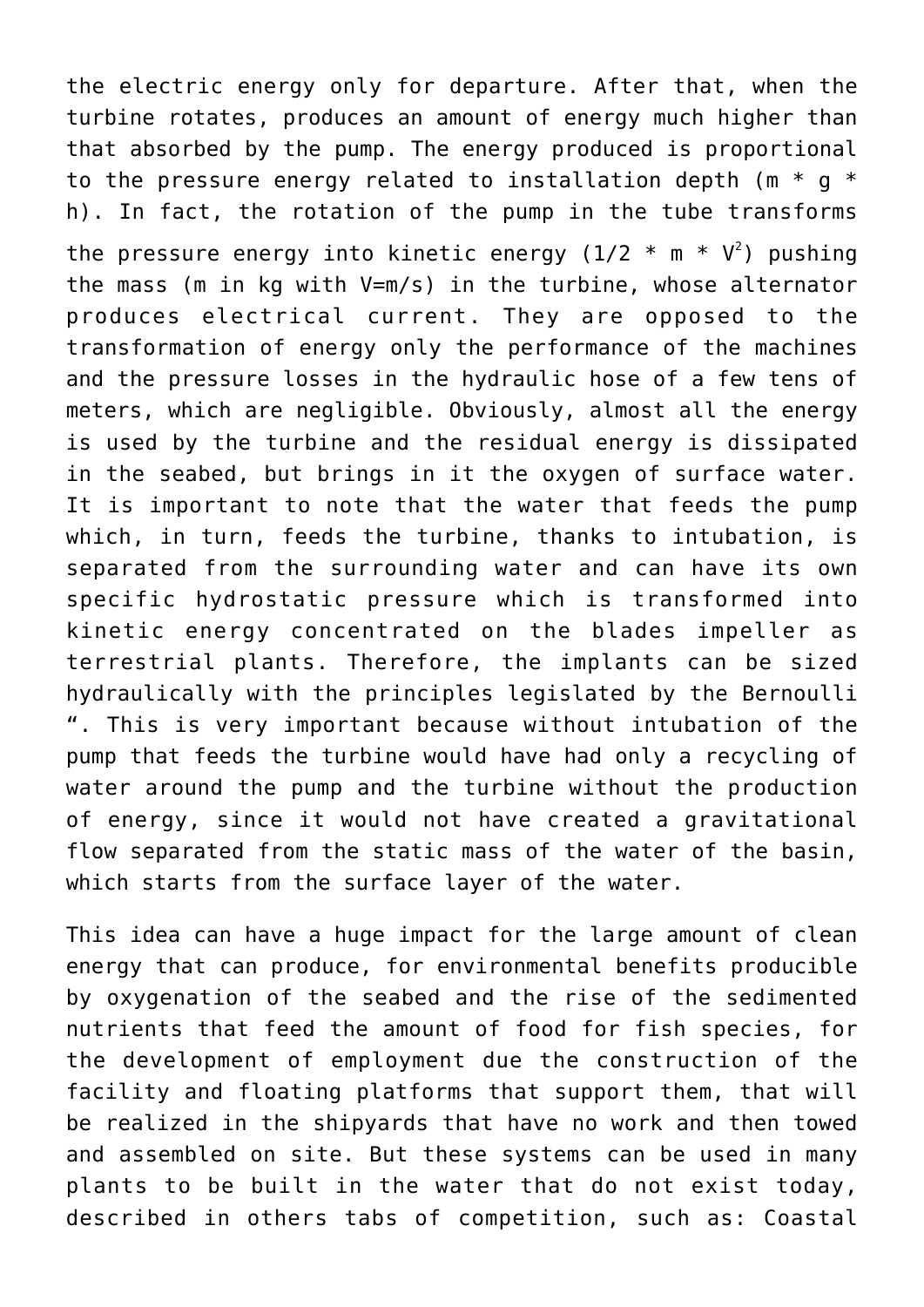the electric energy only for departure. After that, when the turbine rotates, produces an amount of energy much higher than that absorbed by the pump. The energy produced is proportional to the pressure energy related to installation depth ($m * g * h$). In fact, the rotation of the pump in the tube transforms the pressure energy into kinetic energy ($1/2 * m * V^2$) pushing the mass (m in kg with V=m/s) in the turbine, whose alternator produces electrical current. They are opposed to the transformation of energy only the performance of the machines and the pressure losses in the hydraulic hose of a few tens of meters, which are negligible. Obviously, almost all the energy is used by the turbine and the residual energy is dissipated in the seabed, but brings in it the oxygen of surface water. It is important to note that the water that feeds the pump which, in turn, feeds the turbine, thanks to intubation, is separated from the surrounding water and can have its own specific hydrostatic pressure which is transformed into kinetic energy concentrated on the blades impeller as terrestrial plants. Therefore, the implants can be sized hydraulically with the principles legislated by the Bernoulli ". This is very important because without intubation of the pump that feeds the turbine would have had only a recycling of water around the pump and the turbine without the production of energy, since it would not have created a gravitational flow separated from the static mass of the water of the basin, which starts from the surface layer of the water.

This idea can have a huge impact for the large amount of clean energy that can produce, for environmental benefits producible by oxygenation of the seabed and the rise of the sedimented nutrients that feed the amount of food for fish species, for the development of employment due the construction of the facility and floating platforms that support them, that will be realized in the shipyards that have no work and then towed and assembled on site. But these systems can be used in many plants to be built in the water that do not exist today, described in others tabs of competition, such as: Coastal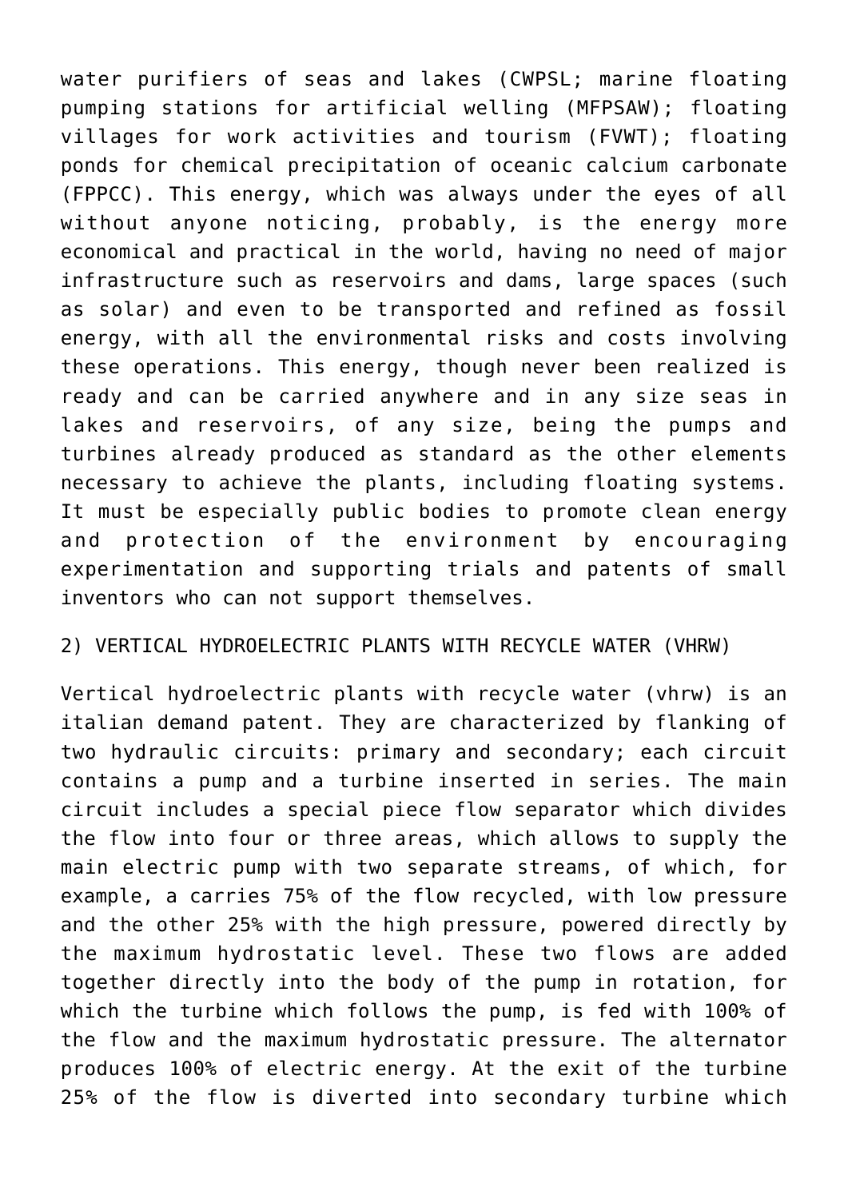water purifiers of seas and lakes (CWPSL; marine floating pumping stations for artificial welling (MFPSAW); floating villages for work activities and tourism (FVWT); floating ponds for chemical precipitation of oceanic calcium carbonate (FPPCC). This energy, which was always under the eyes of all without anyone noticing, probably, is the energy more economical and practical in the world, having no need of major infrastructure such as reservoirs and dams, large spaces (such as solar) and even to be transported and refined as fossil energy, with all the environmental risks and costs involving these operations. This energy, though never been realized is ready and can be carried anywhere and in any size seas in lakes and reservoirs, of any size, being the pumps and turbines already produced as standard as the other elements necessary to achieve the plants, including floating systems. It must be especially public bodies to promote clean energy and protection of the environment by encouraging experimentation and supporting trials and patents of small inventors who can not support themselves.

## 2) VERTICAL HYDROELECTRIC PLANTS WITH RECYCLE WATER (VHRW)

Vertical hydroelectric plants with recycle water (vhrw) is an italian demand patent. They are characterized by flanking of two hydraulic circuits: primary and secondary; each circuit contains a pump and a turbine inserted in series. The main circuit includes a special piece flow separator which divides the flow into four or three areas, which allows to supply the main electric pump with two separate streams, of which, for example, a carries 75% of the flow recycled, with low pressure and the other 25% with the high pressure, powered directly by the maximum hydrostatic level. These two flows are added together directly into the body of the pump in rotation, for which the turbine which follows the pump, is fed with 100% of the flow and the maximum hydrostatic pressure. The alternator produces 100% of electric energy. At the exit of the turbine 25% of the flow is diverted into secondary turbine which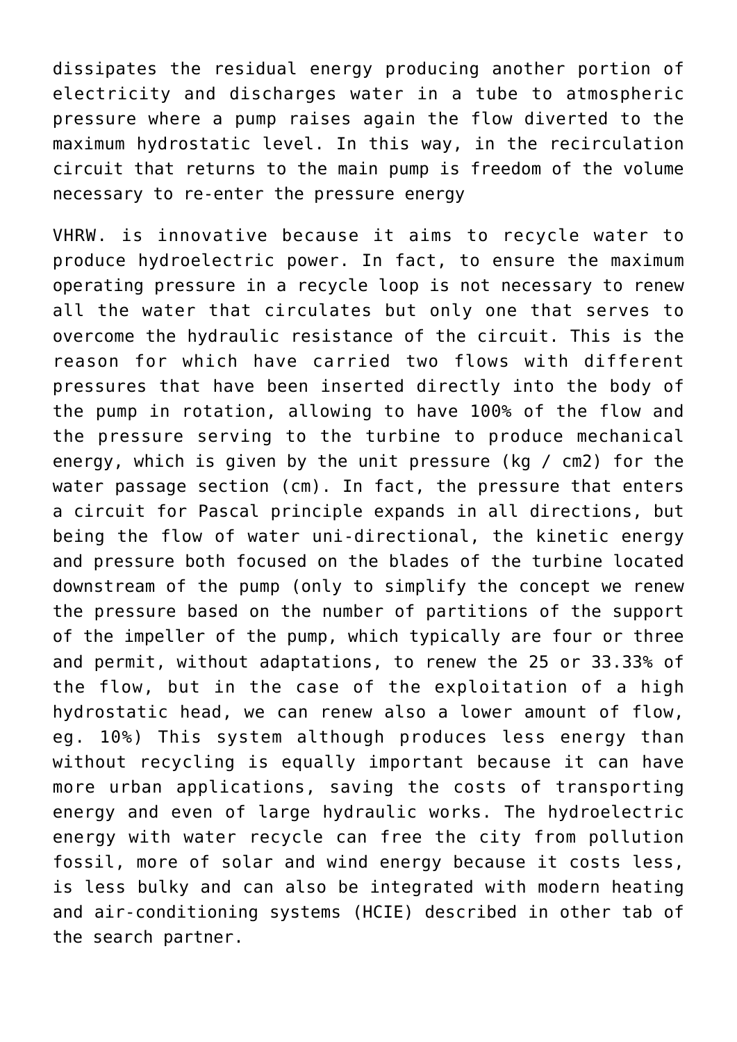dissipates the residual energy producing another portion of electricity and discharges water in a tube to atmospheric pressure where a pump raises again the flow diverted to the maximum hydrostatic level. In this way, in the recirculation circuit that returns to the main pump is freedom of the volume necessary to re-enter the pressure energy

VHRW. is innovative because it aims to recycle water to produce hydroelectric power. In fact, to ensure the maximum operating pressure in a recycle loop is not necessary to renew all the water that circulates but only one that serves to overcome the hydraulic resistance of the circuit. This is the reason for which have carried two flows with different pressures that have been inserted directly into the body of the pump in rotation, allowing to have 100% of the flow and the pressure serving to the turbine to produce mechanical energy, which is given by the unit pressure (kg / cm2) for the water passage section (cm). In fact, the pressure that enters a circuit for Pascal principle expands in all directions, but being the flow of water uni-directional, the kinetic energy and pressure both focused on the blades of the turbine located downstream of the pump (only to simplify the concept we renew the pressure based on the number of partitions of the support of the impeller of the pump, which typically are four or three and permit, without adaptations, to renew the 25 or 33.33% of the flow, but in the case of the exploitation of a high hydrostatic head, we can renew also a lower amount of flow, eg. 10%) This system although produces less energy than without recycling is equally important because it can have more urban applications, saving the costs of transporting energy and even of large hydraulic works. The hydroelectric energy with water recycle can free the city from pollution fossil, more of solar and wind energy because it costs less, is less bulky and can also be integrated with modern heating and air-conditioning systems (HCIE) described in other tab of the search partner.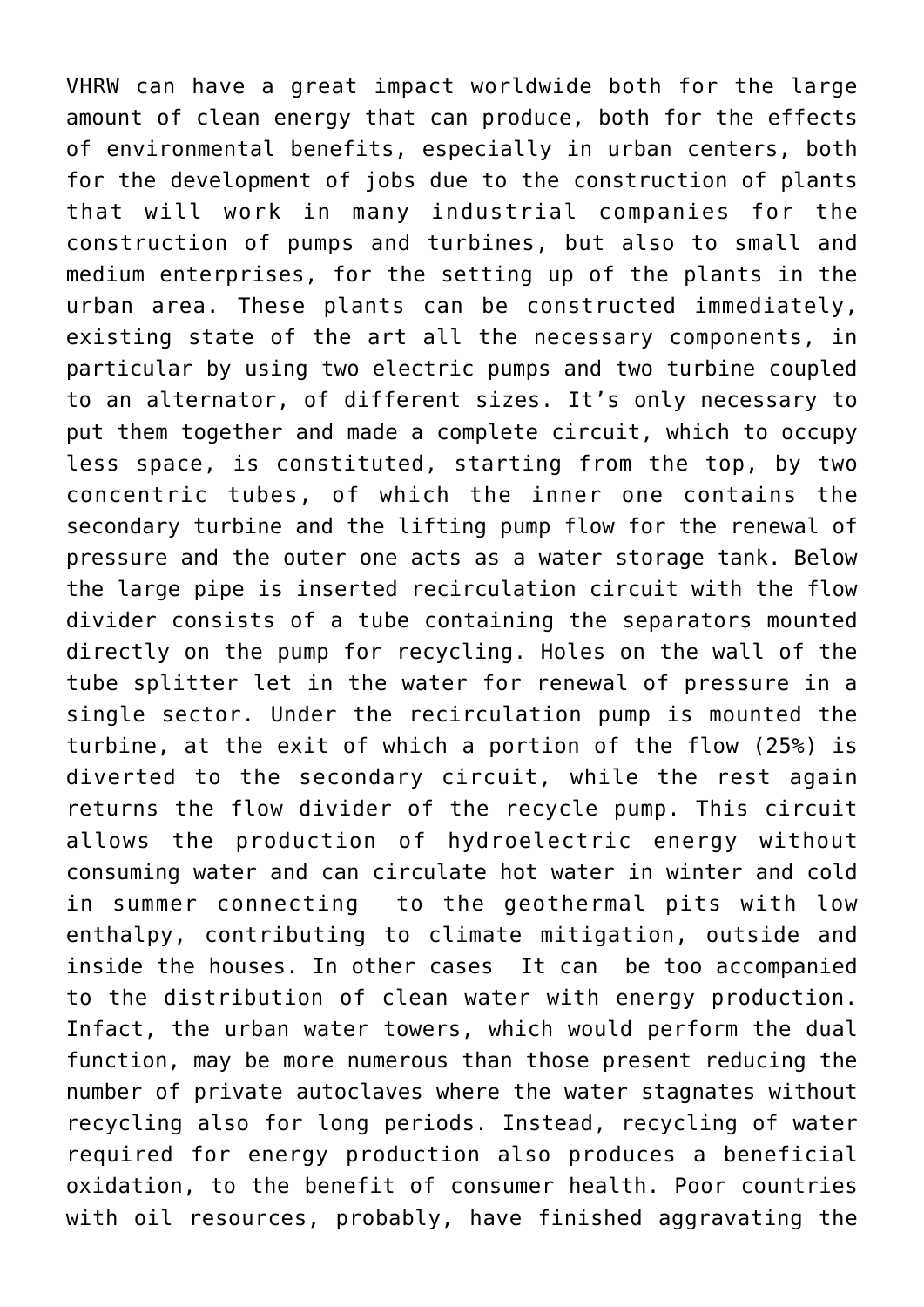VHRW can have a great impact worldwide both for the large amount of clean energy that can produce, both for the effects of environmental benefits, especially in urban centers, both for the development of jobs due to the construction of plants that will work in many industrial companies for the construction of pumps and turbines, but also to small and medium enterprises, for the setting up of the plants in the urban area. These plants can be constructed immediately, existing state of the art all the necessary components, in particular by using two electric pumps and two turbine coupled to an alternator, of different sizes. It's only necessary to put them together and made a complete circuit, which to occupy less space, is constituted, starting from the top, by two concentric tubes, of which the inner one contains the secondary turbine and the lifting pump flow for the renewal of pressure and the outer one acts as a water storage tank. Below the large pipe is inserted recirculation circuit with the flow divider consists of a tube containing the separators mounted directly on the pump for recycling. Holes on the wall of the tube splitter let in the water for renewal of pressure in a single sector. Under the recirculation pump is mounted the turbine, at the exit of which a portion of the flow (25%) is diverted to the secondary circuit, while the rest again returns the flow divider of the recycle pump. This circuit allows the production of hydroelectric energy without consuming water and can circulate hot water in winter and cold in summer connecting to the geothermal pits with low enthalpy, contributing to climate mitigation, outside and inside the houses. In other cases It can be too accompanied to the distribution of clean water with energy production. Infact, the urban water towers, which would perform the dual function, may be more numerous than those present reducing the number of private autoclaves where the water stagnates without recycling also for long periods. Instead, recycling of water required for energy production also produces a beneficial oxidation, to the benefit of consumer health. Poor countries with oil resources, probably, have finished aggravating the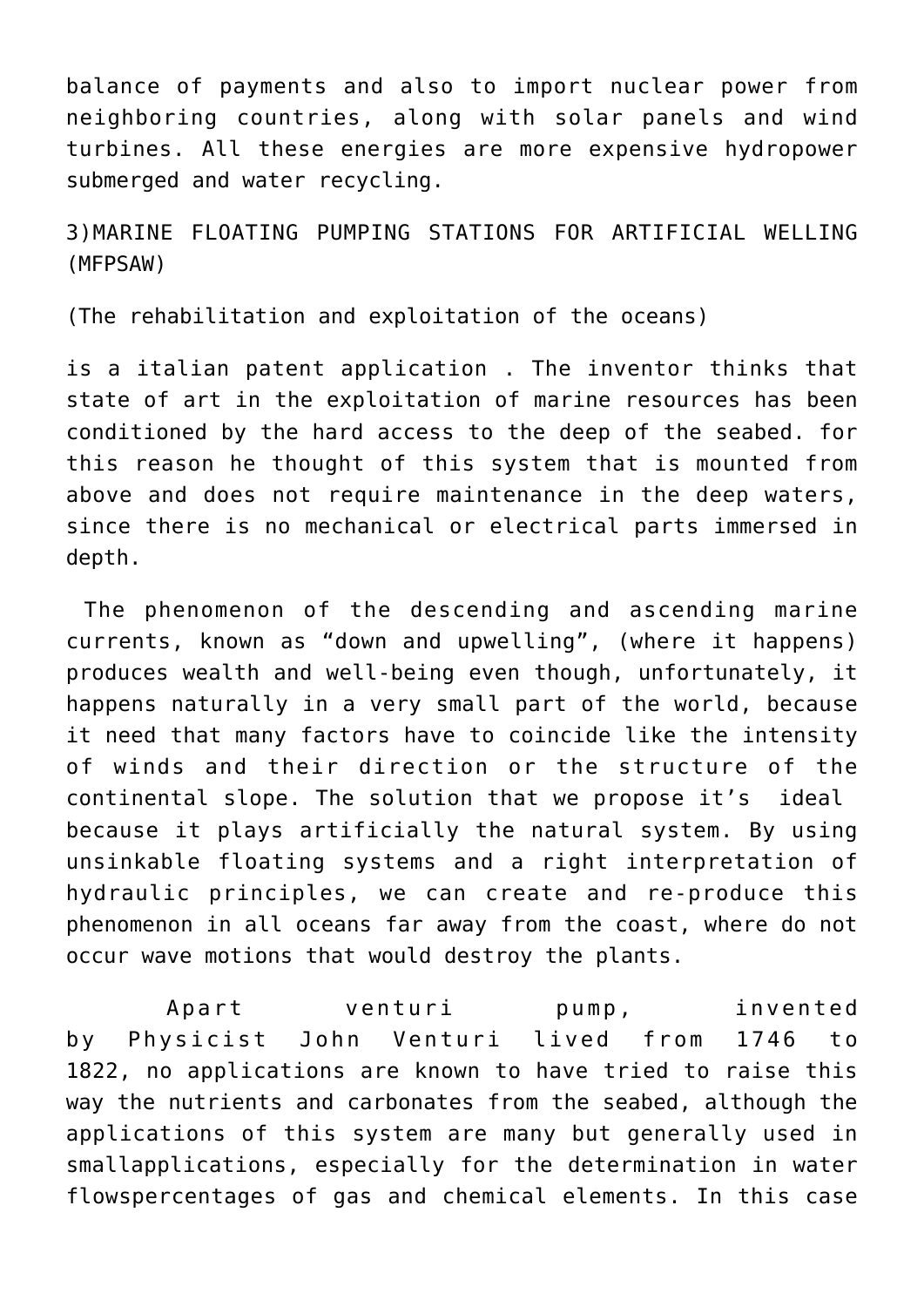balance of payments and also to import nuclear power from neighboring countries, along with solar panels and wind turbines. All these energies are more expensive hydropower submerged and water recycling.

3)MARINE FLOATING PUMPING STATIONS FOR ARTIFICIAL WELLING (MFPSAW)

(The rehabilitation and exploitation of the oceans)

is a italian patent application . The inventor thinks that state of art in the exploitation of marine resources has been conditioned by the hard access to the deep of the seabed. for this reason he thought of this system that is mounted from above and does not require maintenance in the deep waters, since there is no mechanical or electrical parts immersed in depth.

The phenomenon of the descending and ascending marine currents, known as “down and upwelling”, (where it happens) produces wealth and well-being even though, unfortunately, it happens naturally in a very small part of the world, because it need that many factors have to coincide like the intensity of winds and their direction or the structure of the continental slope. The solution that we propose it’s ideal because it plays artificially the natural system. By using unsinkable floating systems and a right interpretation of hydraulic principles, we can create and re-produce this phenomenon in all oceans far away from the coast, where do not occur wave motions that would destroy the plants.

Apart venturi pump, invented by Physicist John Venturi lived from 1746 to 1822, no applications are known to have tried to raise this way the nutrients and carbonates from the seabed, although the applications of this system are many but generally used in smallapplications, especially for the determination in water flowspercentages of gas and chemical elements. In this case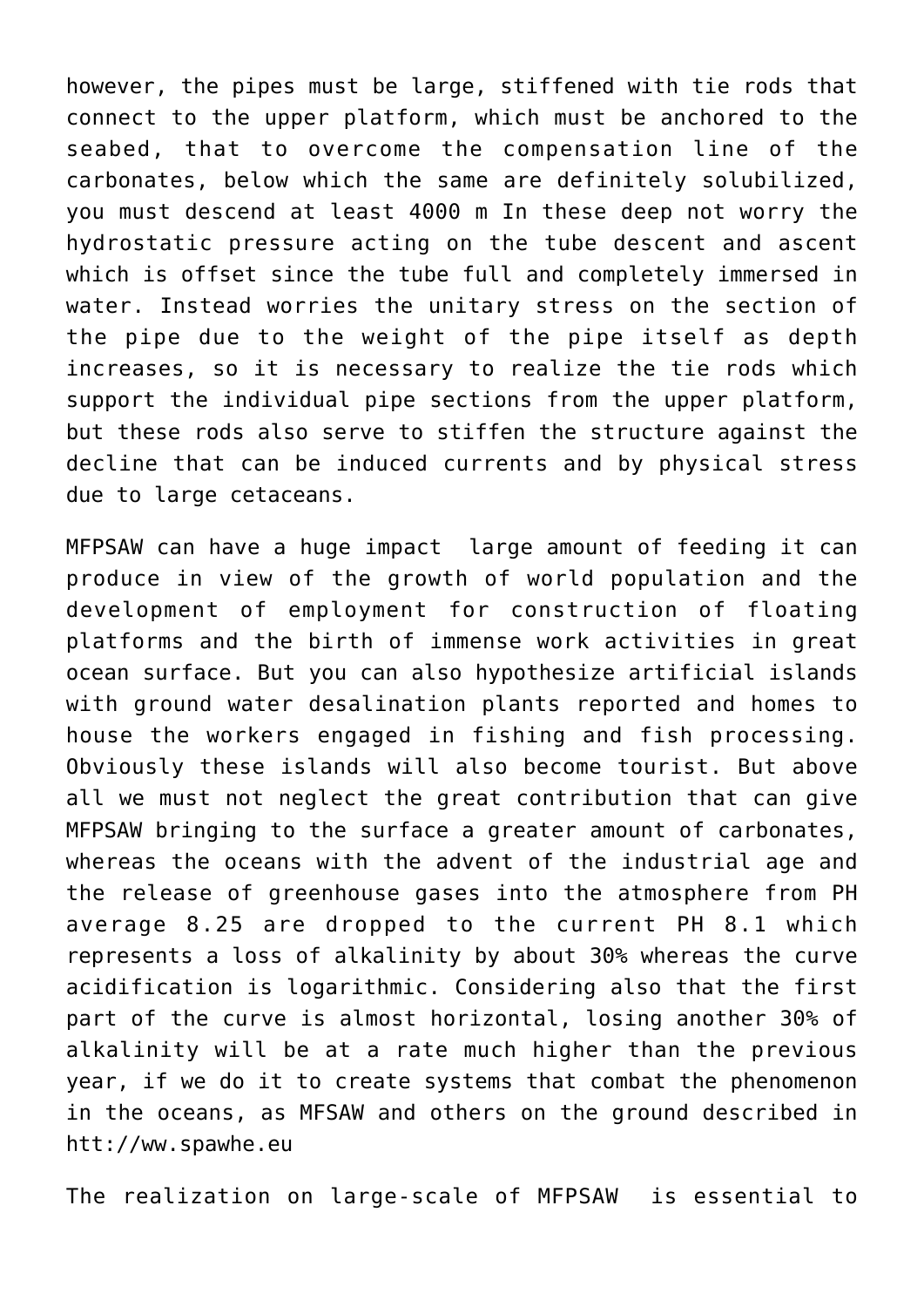however, the pipes must be large, stiffened with tie rods that connect to the upper platform, which must be anchored to the seabed, that to overcome the compensation line of the carbonates, below which the same are definitely solubilized, you must descend at least 4000 m In these deep not worry the hydrostatic pressure acting on the tube descent and ascent which is offset since the tube full and completely immersed in water. Instead worries the unitary stress on the section of the pipe due to the weight of the pipe itself as depth increases, so it is necessary to realize the tie rods which support the individual pipe sections from the upper platform, but these rods also serve to stiffen the structure against the decline that can be induced currents and by physical stress due to large cetaceans.

MFPSAW can have a huge impact  large amount of feeding it can produce in view of the growth of world population and the development of employment for construction of floating platforms and the birth of immense work activities in great ocean surface. But you can also hypothesize artificial islands with ground water desalination plants reported and homes to house the workers engaged in fishing and fish processing. Obviously these islands will also become tourist. But above all we must not neglect the great contribution that can give MFPSAW bringing to the surface a greater amount of carbonates, whereas the oceans with the advent of the industrial age and the release of greenhouse gases into the atmosphere from PH average 8.25 are dropped to the current PH 8.1 which represents a loss of alkalinity by about 30% whereas the curve acidification is logarithmic. Considering also that the first part of the curve is almost horizontal, losing another 30% of alkalinity will be at a rate much higher than the previous year, if we do it to create systems that combat the phenomenon in the oceans, as MFSAW and others on the ground described in htt://ww.spawhe.eu

The realization on large-scale of MFPSAW  is essential to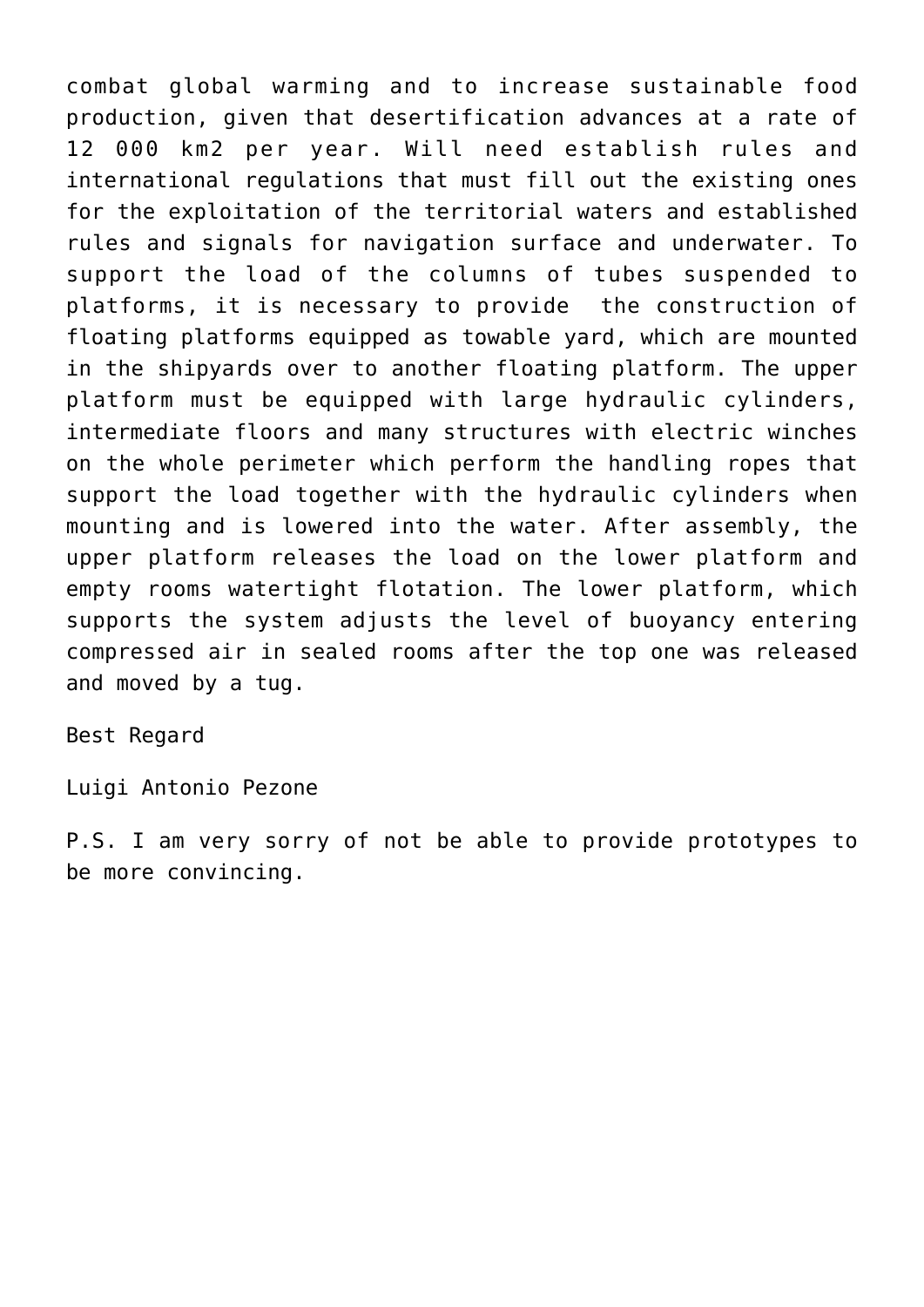combat global warming and to increase sustainable food production, given that desertification advances at a rate of 12 000 km2 per year. Will need establish rules and international regulations that must fill out the existing ones for the exploitation of the territorial waters and established rules and signals for navigation surface and underwater. To support the load of the columns of tubes suspended to platforms, it is necessary to provide  the construction of floating platforms equipped as towable yard, which are mounted in the shipyards over to another floating platform. The upper platform must be equipped with large hydraulic cylinders, intermediate floors and many structures with electric winches on the whole perimeter which perform the handling ropes that support the load together with the hydraulic cylinders when mounting and is lowered into the water. After assembly, the upper platform releases the load on the lower platform and empty rooms watertight flotation. The lower platform, which supports the system adjusts the level of buoyancy entering compressed air in sealed rooms after the top one was released and moved by a tug.

Best Regard

Luigi Antonio Pezone

P.S. I am very sorry of not be able to provide prototypes to be more convincing.